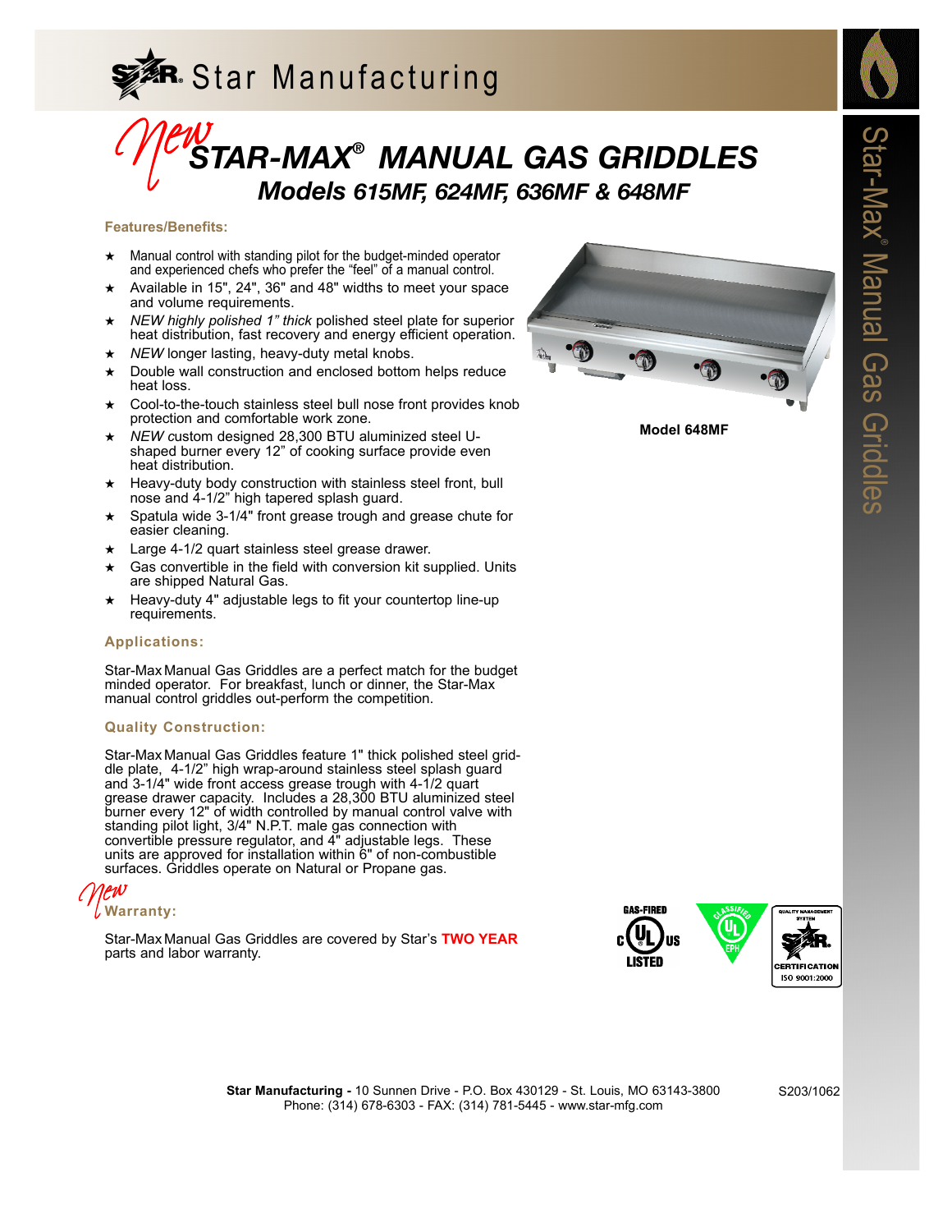Star Manufacturing

# *New* STAR-MAX® MANUAL GAS GRIDDLES

## *Models 615MF, 624MF, 636MF & 648MF*

### Features/Benefits:

- Manual control with standing pilot for the budget-minded operator and experienced chefs who prefer the "feel" of a manual control.
- Available in 15", 24", 36" and 48" widths to meet your space and volume requirements.
- *NEW highly polished 1" thick* polished steel plate for superior heat distribution, fast recovery and energy efficient operation.
- *NEW* longer lasting, heavy-duty metal knobs.
- Double wall construction and enclosed bottom helps reduce heat loss.
- Cool-to-the-touch stainless steel bull nose front provides knob protection and comfortable work zone.
- *NEW* custom designed 28,300 BTU aluminized steel U-shaped burner every 12" of cooking surface provide even heat distribution.
- Heavy-duty body construction with stainless steel front, bull nose and 4-1/2" high tapered splash guard.
- Spatula wide 3-1/4" front grease trough and grease chute for easier cleaning.
- Large 4-1/2 quart stainless steel grease drawer.
- Gas convertible in the field with conversion kit supplied. Units are shipped Natural Gas.
- Heavy-duty 4" adjustable legs to fit your countertop line-up requirements.

**Model 648MF**

### Applications:

Star-Max Manual Gas Griddles are a perfect match for the budget minded operator. For breakfast, lunch or dinner, the Star-Max manual control griddles out-perform the competition.

### Quality Construction:

Star-Max Manual Gas Griddles feature 1" thick polished steel griddle plate, 4-1/2" high wrap-around stainless steel splash guard and 3-1/4" wide front access grease trough with 4-1/2 quart grease drawer capacity. Includes a 28,300 BTU aluminized steel burner every 12" of width controlled by manual control valve with standing pilot light, 3/4" N.P.T. male gas connection with convertible pressure regulator, and 4" adjustable legs. These units are approved for installation within 6" of non-combustible surfaces. Griddles operate on Natural or Propane gas.

### *New* Warranty:

Star-Max Manual Gas Griddles are covered by Star's **TWO YEAR** parts and labor warranty.

GAS-FIRED c UL us LISTED — CLASSIFIED UL EPH — QUALITY MANAGEMENT SYSTEM STAR CERTIFICATION ISO 9001:2000

**Star Manufacturing -** 10 Sunnen Drive - P.O. Box 430129 - St. Louis, MO 63143-3800
Phone: (314) 678-6303 - FAX: (314) 781-5445 - www.star-mfg.com

S203/1062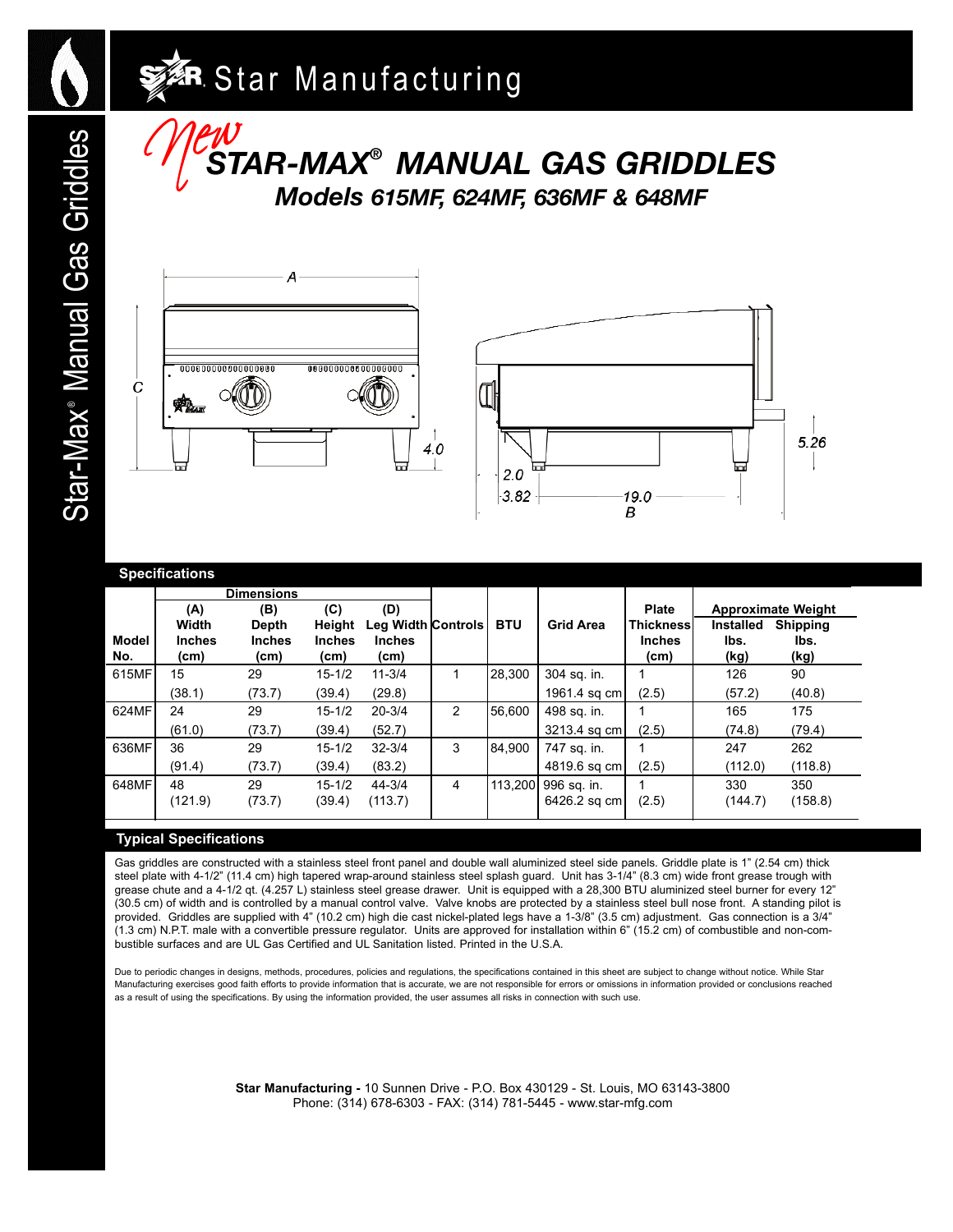# Star Manufacturing

## *New* STAR-MAX® MANUAL GAS GRIDDLES

### *Models 615MF, 624MF, 636MF & 648MF*

A

C

4.0

2.0

3.82

19.0

B

5.26

## Specifications

| Model No. | Dimensions (A) Width Inches (cm) | (B) Depth Inches (cm) | (C) Height Inches (cm) | (D) Leg Width Inches (cm) | Controls | BTU | Grid Area | Plate Thickness Inches (cm) | Approximate Weight Installed lbs. (kg) | Shipping lbs. (kg) |
|---|---|---|---|---|---|---|---|---|---|---|
| 615MF | 15 (38.1) | 29 (73.7) | 15-1/2 (39.4) | 11-3/4 (29.8) | 1 | 28,300 | 304 sq. in. 1961.4 sq cm | 1 (2.5) | 126 (57.2) | 90 (40.8) |
| 624MF | 24 (61.0) | 29 (73.7) | 15-1/2 (39.4) | 20-3/4 (52.7) | 2 | 56,600 | 498 sq. in. 3213.4 sq cm | 1 (2.5) | 165 (74.8) | 175 (79.4) |
| 636MF | 36 (91.4) | 29 (73.7) | 15-1/2 (39.4) | 32-3/4 (83.2) | 3 | 84,900 | 747 sq. in. 4819.6 sq cm | 1 (2.5) | 247 (112.0) | 262 (118.8) |
| 648MF | 48 (121.9) | 29 (73.7) | 15-1/2 (39.4) | 44-3/4 (113.7) | 4 | 113,200 | 996 sq. in. 6426.2 sq cm | 1 (2.5) | 330 (144.7) | 350 (158.8) |

## Typical Specifications

Gas griddles are constructed with a stainless steel front panel and double wall aluminized steel side panels. Griddle plate is 1" (2.54 cm) thick steel plate with 4-1/2" (11.4 cm) high tapered wrap-around stainless steel splash guard. Unit has 3-1/4" (8.3 cm) wide front grease trough with grease chute and a 4-1/2 qt. (4.257 L) stainless steel grease drawer. Unit is equipped with a 28,300 BTU aluminized steel burner for every 12" (30.5 cm) of width and is controlled by a manual control valve. Valve knobs are protected by a stainless steel bull nose front. A standing pilot is provided. Griddles are supplied with 4" (10.2 cm) high die cast nickel-plated legs have a 1-3/8" (3.5 cm) adjustment. Gas connection is a 3/4" (1.3 cm) N.P.T. male with a convertible pressure regulator. Units are approved for installation within 6" (15.2 cm) of combustible and non-combustible surfaces and are UL Gas Certified and UL Sanitation listed. Printed in the U.S.A.

Due to periodic changes in designs, methods, procedures, policies and regulations, the specifications contained in this sheet are subject to change without notice. While Star Manufacturing exercises good faith efforts to provide information that is accurate, we are not responsible for errors or omissions in information provided or conclusions reached as a result of using the specifications. By using the information provided, the user assumes all risks in connection with such use.

**Star Manufacturing -** 10 Sunnen Drive - P.O. Box 430129 - St. Louis, MO 63143-3800
Phone: (314) 678-6303 - FAX: (314) 781-5445 - www.star-mfg.com